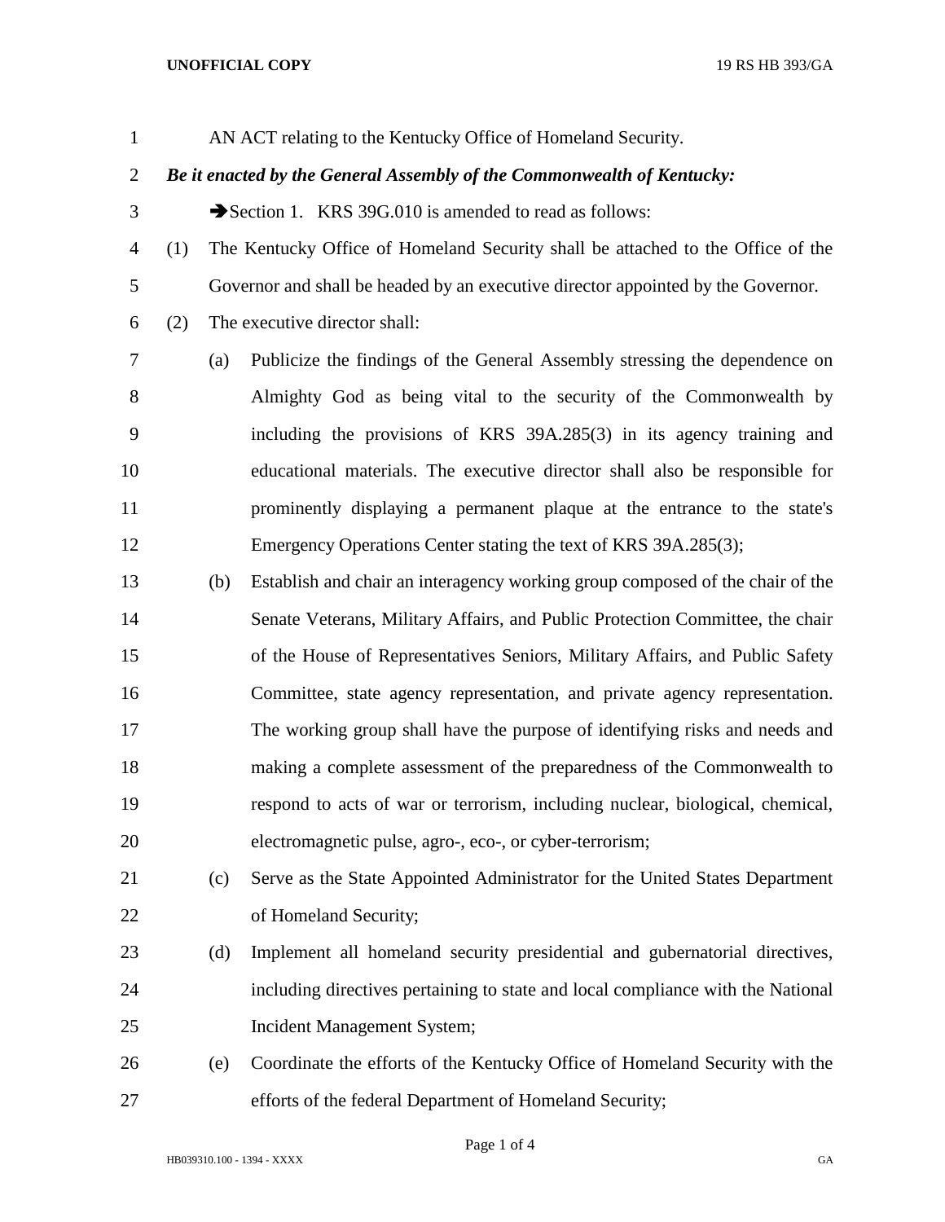AN ACT relating to the Kentucky Office of Homeland Security.

***Be it enacted by the General Assembly of the Commonwealth of Kentucky:***

➔Section 1. KRS 39G.010 is amended to read as follows:

(1) The Kentucky Office of Homeland Security shall be attached to the Office of the Governor and shall be headed by an executive director appointed by the Governor.

(2) The executive director shall:

(a) Publicize the findings of the General Assembly stressing the dependence on Almighty God as being vital to the security of the Commonwealth by including the provisions of KRS 39A.285(3) in its agency training and educational materials. The executive director shall also be responsible for prominently displaying a permanent plaque at the entrance to the state's Emergency Operations Center stating the text of KRS 39A.285(3);

(b) Establish and chair an interagency working group composed of the chair of the Senate Veterans, Military Affairs, and Public Protection Committee, the chair of the House of Representatives Seniors, Military Affairs, and Public Safety Committee, state agency representation, and private agency representation. The working group shall have the purpose of identifying risks and needs and making a complete assessment of the preparedness of the Commonwealth to respond to acts of war or terrorism, including nuclear, biological, chemical, electromagnetic pulse, agro-, eco-, or cyber-terrorism;

(c) Serve as the State Appointed Administrator for the United States Department of Homeland Security;

(d) Implement all homeland security presidential and gubernatorial directives, including directives pertaining to state and local compliance with the National Incident Management System;

(e) Coordinate the efforts of the Kentucky Office of Homeland Security with the efforts of the federal Department of Homeland Security;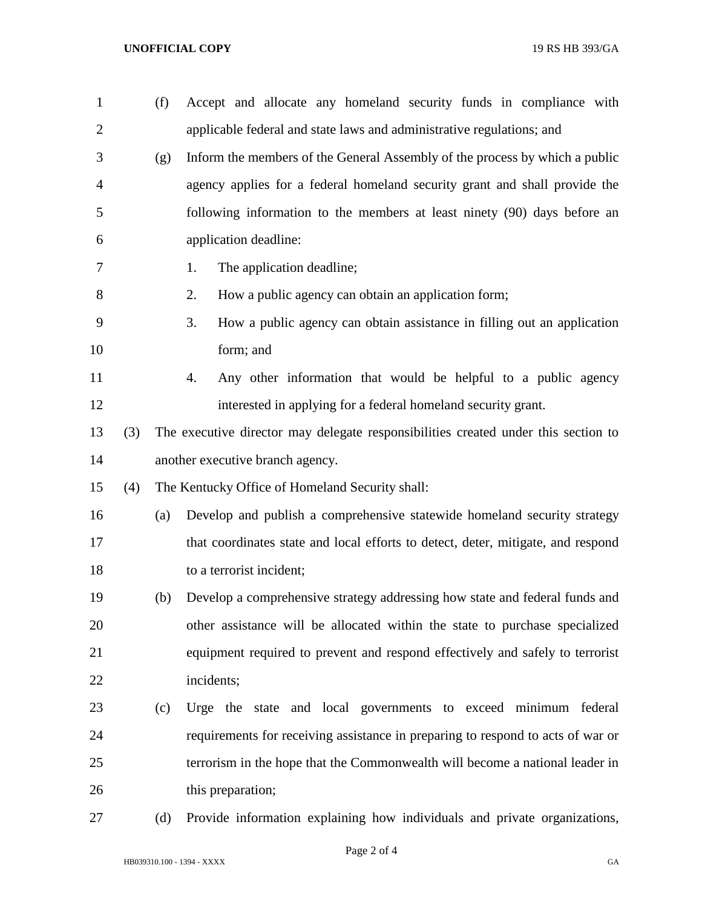(f) Accept and allocate any homeland security funds in compliance with applicable federal and state laws and administrative regulations; and

(g) Inform the members of the General Assembly of the process by which a public agency applies for a federal homeland security grant and shall provide the following information to the members at least ninety (90) days before an application deadline:

1. The application deadline;
2. How a public agency can obtain an application form;
3. How a public agency can obtain assistance in filling out an application form; and
4. Any other information that would be helpful to a public agency interested in applying for a federal homeland security grant.

(3) The executive director may delegate responsibilities created under this section to another executive branch agency.

(4) The Kentucky Office of Homeland Security shall:

(a) Develop and publish a comprehensive statewide homeland security strategy that coordinates state and local efforts to detect, deter, mitigate, and respond to a terrorist incident;

(b) Develop a comprehensive strategy addressing how state and federal funds and other assistance will be allocated within the state to purchase specialized equipment required to prevent and respond effectively and safely to terrorist incidents;

(c) Urge the state and local governments to exceed minimum federal requirements for receiving assistance in preparing to respond to acts of war or terrorism in the hope that the Commonwealth will become a national leader in this preparation;

(d) Provide information explaining how individuals and private organizations,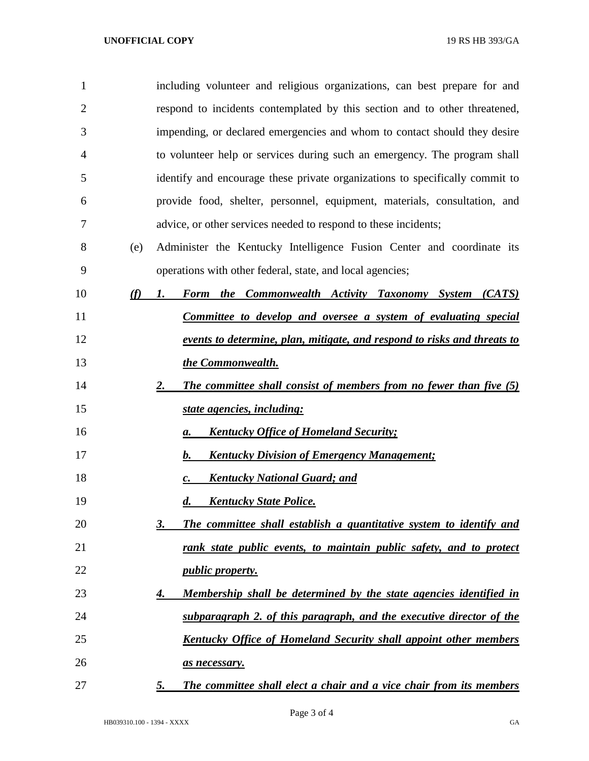including volunteer and religious organizations, can best prepare for and respond to incidents contemplated by this section and to other threatened, impending, or declared emergencies and whom to contact should they desire to volunteer help or services during such an emergency. The program shall identify and encourage these private organizations to specifically commit to provide food, shelter, personnel, equipment, materials, consultation, and advice, or other services needed to respond to these incidents;

(e) Administer the Kentucky Intelligence Fusion Center and coordinate its operations with other federal, state, and local agencies;

***(f) 1. Form the Commonwealth Activity Taxonomy System (CATS) Committee to develop and oversee a system of evaluating special events to determine, plan, mitigate, and respond to risks and threats to the Commonwealth.***

***2. The committee shall consist of members from no fewer than five (5) state agencies, including:***

***a. Kentucky Office of Homeland Security;***

***b. Kentucky Division of Emergency Management;***

***c. Kentucky National Guard; and***

***d. Kentucky State Police.***

***3. The committee shall establish a quantitative system to identify and rank state public events, to maintain public safety, and to protect public property.***

***4. Membership shall be determined by the state agencies identified in subparagraph 2. of this paragraph, and the executive director of the Kentucky Office of Homeland Security shall appoint other members as necessary.***

***5. The committee shall elect a chair and a vice chair from its members***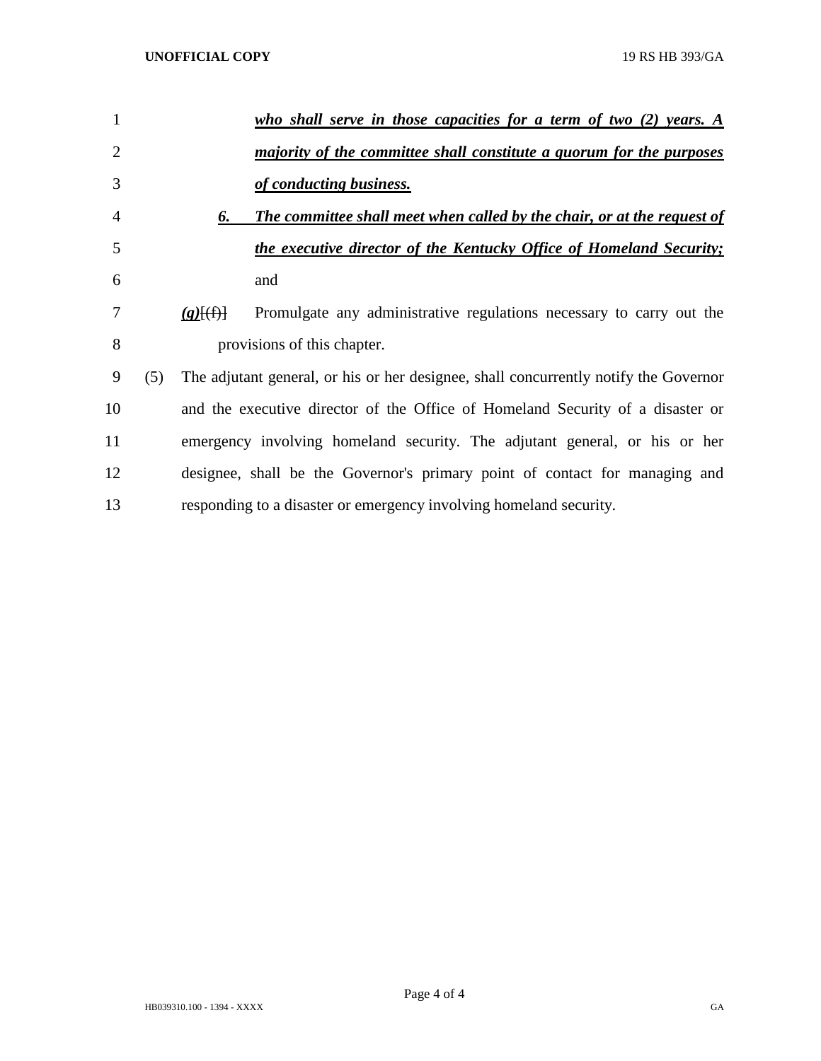***who shall serve in those capacities for a term of two (2) years. A majority of the committee shall constitute a quorum for the purposes of conducting business.***

***6. The committee shall meet when called by the chair, or at the request of the executive director of the Kentucky Office of Homeland Security;*** and

***(g)***[(f)] Promulgate any administrative regulations necessary to carry out the provisions of this chapter.

(5) The adjutant general, or his or her designee, shall concurrently notify the Governor and the executive director of the Office of Homeland Security of a disaster or emergency involving homeland security. The adjutant general, or his or her designee, shall be the Governor's primary point of contact for managing and responding to a disaster or emergency involving homeland security.